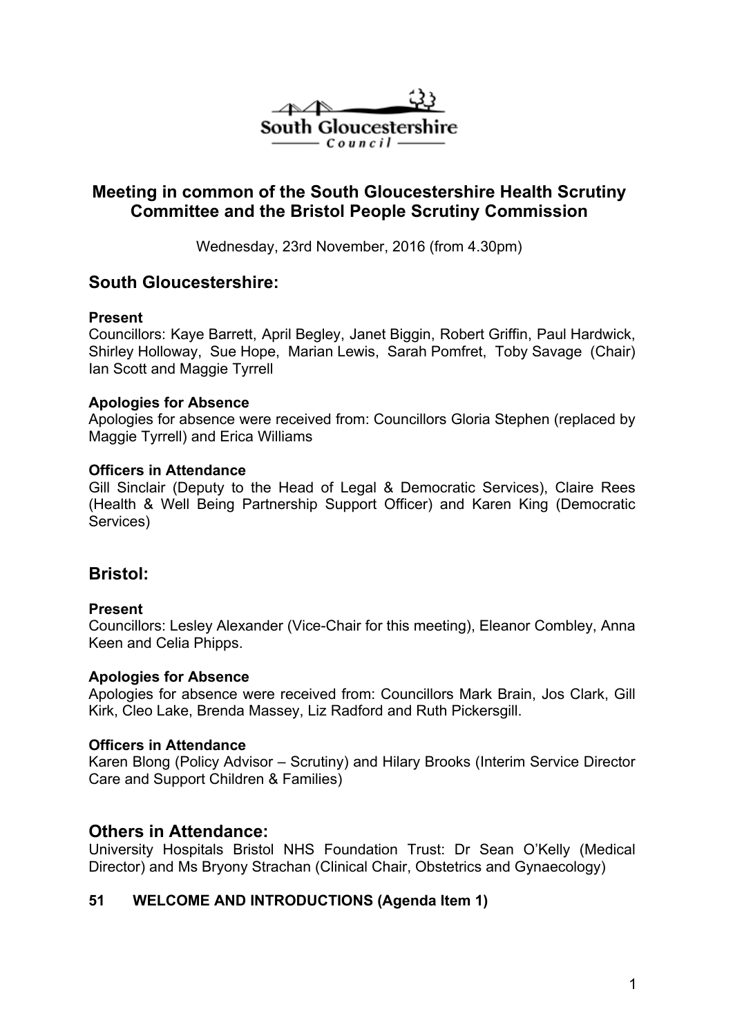South Gloucestershire Council

# Meeting in common of the South Gloucestershire Health Scrutiny Committee and the Bristol People Scrutiny Commission

Wednesday, 23rd November, 2016 (from 4.30pm)

## South Gloucestershire:

**Present**
Councillors: Kaye Barrett, April Begley, Janet Biggin, Robert Griffin, Paul Hardwick, Shirley Holloway, Sue Hope, Marian Lewis, Sarah Pomfret, Toby Savage (Chair) Ian Scott and Maggie Tyrrell

**Apologies for Absence**
Apologies for absence were received from: Councillors Gloria Stephen (replaced by Maggie Tyrrell) and Erica Williams

**Officers in Attendance**
Gill Sinclair (Deputy to the Head of Legal & Democratic Services), Claire Rees (Health & Well Being Partnership Support Officer) and Karen King (Democratic Services)

## Bristol:

**Present**
Councillors: Lesley Alexander (Vice-Chair for this meeting), Eleanor Combley, Anna Keen and Celia Phipps.

**Apologies for Absence**
Apologies for absence were received from: Councillors Mark Brain, Jos Clark, Gill Kirk, Cleo Lake, Brenda Massey, Liz Radford and Ruth Pickersgill.

**Officers in Attendance**
Karen Blong (Policy Advisor – Scrutiny) and Hilary Brooks (Interim Service Director Care and Support Children & Families)

## Others in Attendance:

University Hospitals Bristol NHS Foundation Trust: Dr Sean O'Kelly (Medical Director) and Ms Bryony Strachan (Clinical Chair, Obstetrics and Gynaecology)

### 51 WELCOME AND INTRODUCTIONS (Agenda Item 1)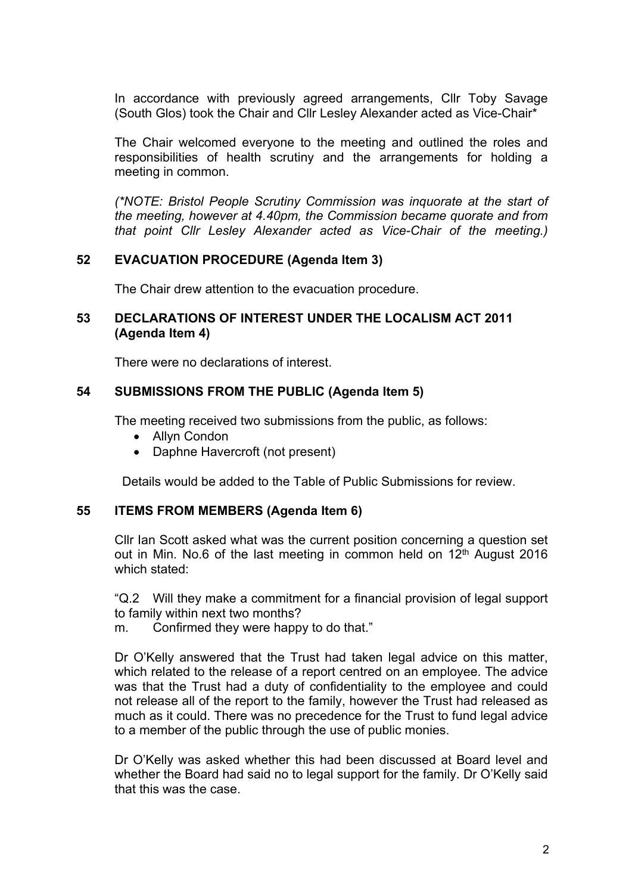In accordance with previously agreed arrangements, Cllr Toby Savage (South Glos) took the Chair and Cllr Lesley Alexander acted as Vice-Chair*

The Chair welcomed everyone to the meeting and outlined the roles and responsibilities of health scrutiny and the arrangements for holding a meeting in common.

*(*NOTE: Bristol People Scrutiny Commission was inquorate at the start of the meeting, however at 4.40pm, the Commission became quorate and from that point Cllr Lesley Alexander acted as Vice-Chair of the meeting.)*

### 52 EVACUATION PROCEDURE (Agenda Item 3)

The Chair drew attention to the evacuation procedure.

### 53 DECLARATIONS OF INTEREST UNDER THE LOCALISM ACT 2011 (Agenda Item 4)

There were no declarations of interest.

### 54 SUBMISSIONS FROM THE PUBLIC (Agenda Item 5)

The meeting received two submissions from the public, as follows:

- Allyn Condon
- Daphne Havercroft (not present)

Details would be added to the Table of Public Submissions for review.

### 55 ITEMS FROM MEMBERS (Agenda Item 6)

Cllr Ian Scott asked what was the current position concerning a question set out in Min. No.6 of the last meeting in common held on 12th August 2016 which stated:

"Q.2 Will they make a commitment for a financial provision of legal support to family within next two months?
m. Confirmed they were happy to do that."

Dr O'Kelly answered that the Trust had taken legal advice on this matter, which related to the release of a report centred on an employee. The advice was that the Trust had a duty of confidentiality to the employee and could not release all of the report to the family, however the Trust had released as much as it could. There was no precedence for the Trust to fund legal advice to a member of the public through the use of public monies.

Dr O'Kelly was asked whether this had been discussed at Board level and whether the Board had said no to legal support for the family. Dr O'Kelly said that this was the case.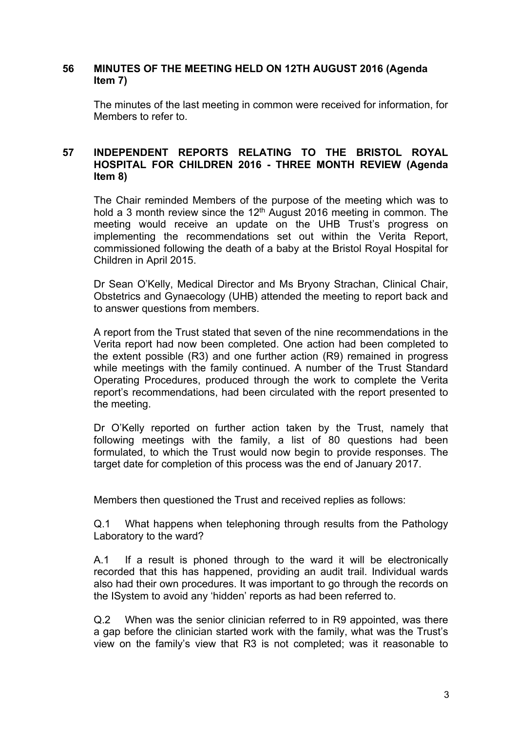## 56 MINUTES OF THE MEETING HELD ON 12TH AUGUST 2016 (Agenda Item 7)

The minutes of the last meeting in common were received for information, for Members to refer to.

## 57 INDEPENDENT REPORTS RELATING TO THE BRISTOL ROYAL HOSPITAL FOR CHILDREN 2016 - THREE MONTH REVIEW (Agenda Item 8)

The Chair reminded Members of the purpose of the meeting which was to hold a 3 month review since the 12th August 2016 meeting in common. The meeting would receive an update on the UHB Trust's progress on implementing the recommendations set out within the Verita Report, commissioned following the death of a baby at the Bristol Royal Hospital for Children in April 2015.

Dr Sean O'Kelly, Medical Director and Ms Bryony Strachan, Clinical Chair, Obstetrics and Gynaecology (UHB) attended the meeting to report back and to answer questions from members.

A report from the Trust stated that seven of the nine recommendations in the Verita report had now been completed. One action had been completed to the extent possible (R3) and one further action (R9) remained in progress while meetings with the family continued. A number of the Trust Standard Operating Procedures, produced through the work to complete the Verita report's recommendations, had been circulated with the report presented to the meeting.

Dr O'Kelly reported on further action taken by the Trust, namely that following meetings with the family, a list of 80 questions had been formulated, to which the Trust would now begin to provide responses. The target date for completion of this process was the end of January 2017.

Members then questioned the Trust and received replies as follows:

Q.1 What happens when telephoning through results from the Pathology Laboratory to the ward?

A.1 If a result is phoned through to the ward it will be electronically recorded that this has happened, providing an audit trail. Individual wards also had their own procedures. It was important to go through the records on the ISystem to avoid any 'hidden' reports as had been referred to.

Q.2 When was the senior clinician referred to in R9 appointed, was there a gap before the clinician started work with the family, what was the Trust's view on the family's view that R3 is not completed; was it reasonable to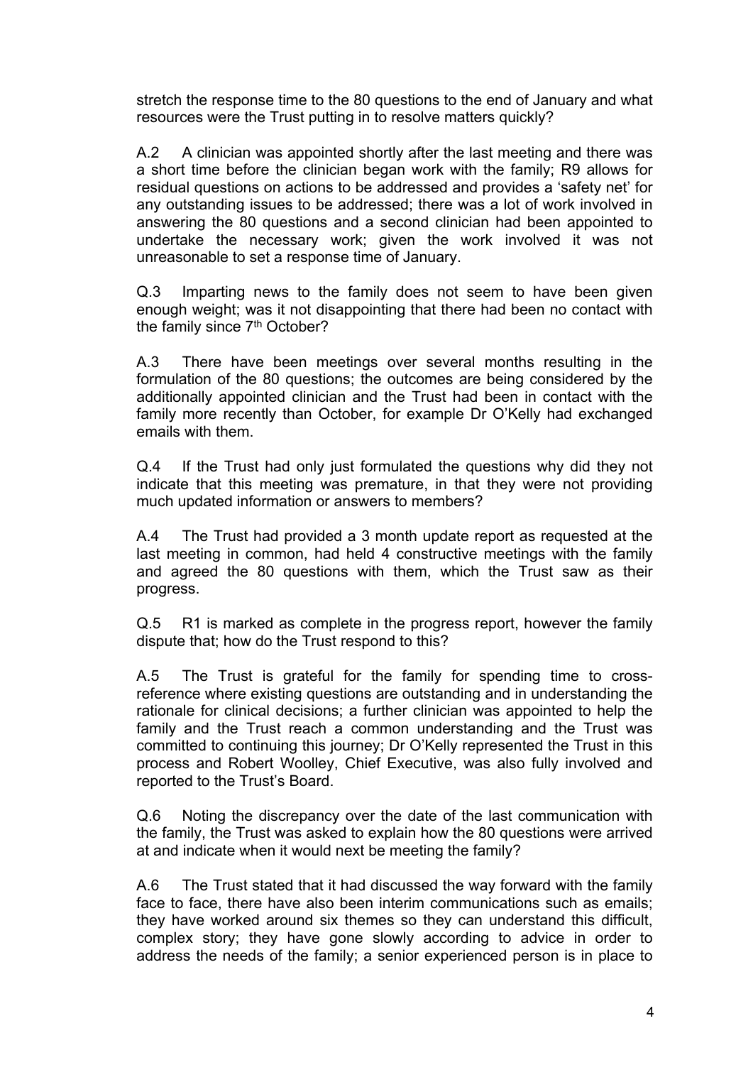stretch the response time to the 80 questions to the end of January and what resources were the Trust putting in to resolve matters quickly?

A.2 A clinician was appointed shortly after the last meeting and there was a short time before the clinician began work with the family; R9 allows for residual questions on actions to be addressed and provides a 'safety net' for any outstanding issues to be addressed; there was a lot of work involved in answering the 80 questions and a second clinician had been appointed to undertake the necessary work; given the work involved it was not unreasonable to set a response time of January.

Q.3 Imparting news to the family does not seem to have been given enough weight; was it not disappointing that there had been no contact with the family since 7th October?

A.3 There have been meetings over several months resulting in the formulation of the 80 questions; the outcomes are being considered by the additionally appointed clinician and the Trust had been in contact with the family more recently than October, for example Dr O'Kelly had exchanged emails with them.

Q.4 If the Trust had only just formulated the questions why did they not indicate that this meeting was premature, in that they were not providing much updated information or answers to members?

A.4 The Trust had provided a 3 month update report as requested at the last meeting in common, had held 4 constructive meetings with the family and agreed the 80 questions with them, which the Trust saw as their progress.

Q.5 R1 is marked as complete in the progress report, however the family dispute that; how do the Trust respond to this?

A.5 The Trust is grateful for the family for spending time to cross-reference where existing questions are outstanding and in understanding the rationale for clinical decisions; a further clinician was appointed to help the family and the Trust reach a common understanding and the Trust was committed to continuing this journey; Dr O'Kelly represented the Trust in this process and Robert Woolley, Chief Executive, was also fully involved and reported to the Trust's Board.

Q.6 Noting the discrepancy over the date of the last communication with the family, the Trust was asked to explain how the 80 questions were arrived at and indicate when it would next be meeting the family?

A.6 The Trust stated that it had discussed the way forward with the family face to face, there have also been interim communications such as emails; they have worked around six themes so they can understand this difficult, complex story; they have gone slowly according to advice in order to address the needs of the family; a senior experienced person is in place to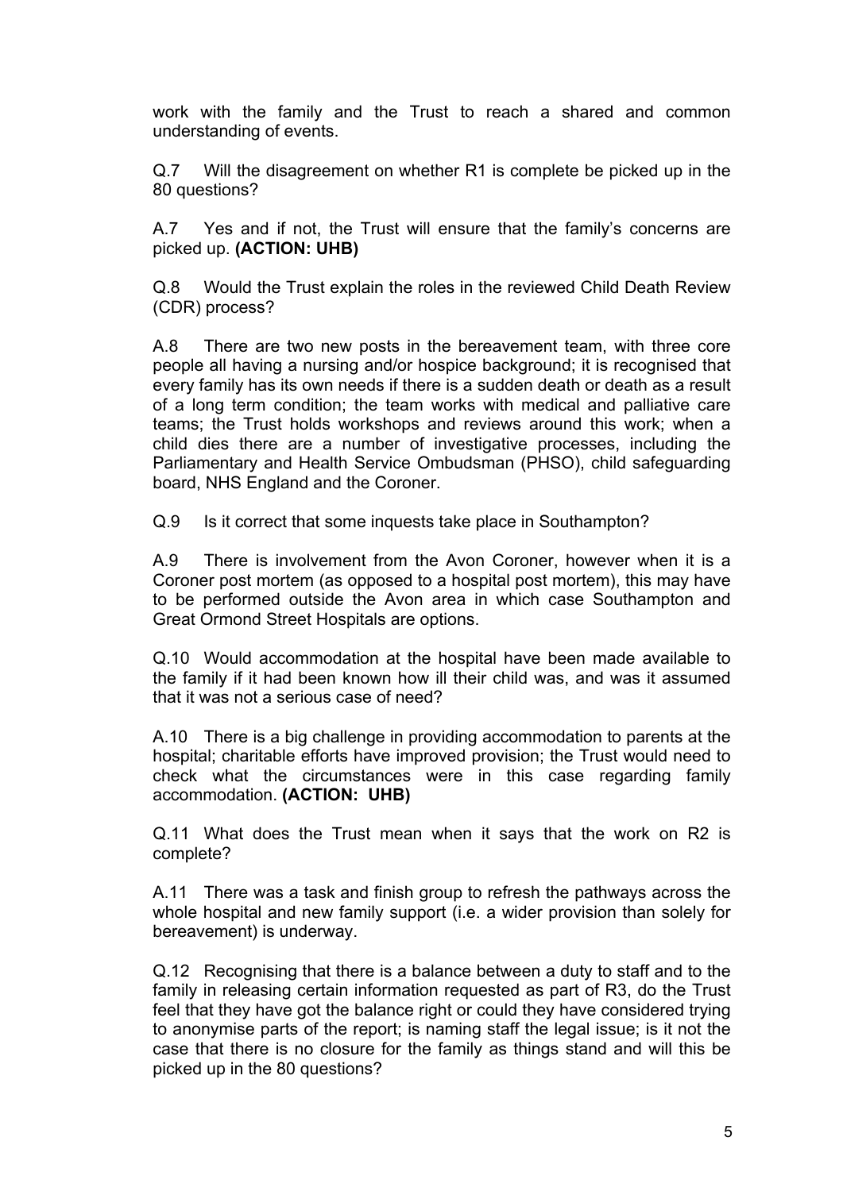work with the family and the Trust to reach a shared and common understanding of events.

Q.7 Will the disagreement on whether R1 is complete be picked up in the 80 questions?

A.7 Yes and if not, the Trust will ensure that the family's concerns are picked up. **(ACTION: UHB)**

Q.8 Would the Trust explain the roles in the reviewed Child Death Review (CDR) process?

A.8 There are two new posts in the bereavement team, with three core people all having a nursing and/or hospice background; it is recognised that every family has its own needs if there is a sudden death or death as a result of a long term condition; the team works with medical and palliative care teams; the Trust holds workshops and reviews around this work; when a child dies there are a number of investigative processes, including the Parliamentary and Health Service Ombudsman (PHSO), child safeguarding board, NHS England and the Coroner.

Q.9 Is it correct that some inquests take place in Southampton?

A.9 There is involvement from the Avon Coroner, however when it is a Coroner post mortem (as opposed to a hospital post mortem), this may have to be performed outside the Avon area in which case Southampton and Great Ormond Street Hospitals are options.

Q.10 Would accommodation at the hospital have been made available to the family if it had been known how ill their child was, and was it assumed that it was not a serious case of need?

A.10 There is a big challenge in providing accommodation to parents at the hospital; charitable efforts have improved provision; the Trust would need to check what the circumstances were in this case regarding family accommodation. **(ACTION: UHB)**

Q.11 What does the Trust mean when it says that the work on R2 is complete?

A.11 There was a task and finish group to refresh the pathways across the whole hospital and new family support (i.e. a wider provision than solely for bereavement) is underway.

Q.12 Recognising that there is a balance between a duty to staff and to the family in releasing certain information requested as part of R3, do the Trust feel that they have got the balance right or could they have considered trying to anonymise parts of the report; is naming staff the legal issue; is it not the case that there is no closure for the family as things stand and will this be picked up in the 80 questions?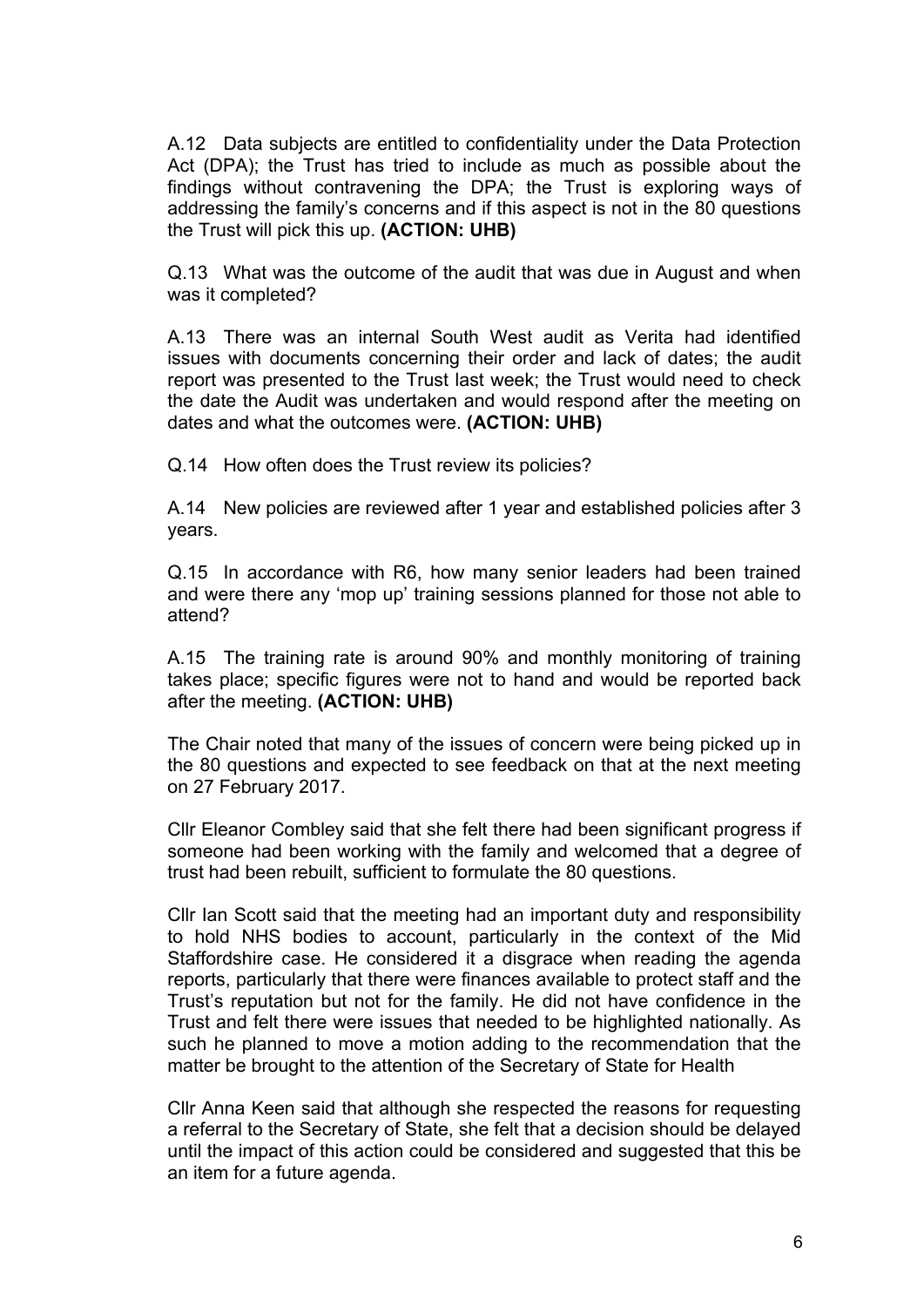A.12 Data subjects are entitled to confidentiality under the Data Protection Act (DPA); the Trust has tried to include as much as possible about the findings without contravening the DPA; the Trust is exploring ways of addressing the family's concerns and if this aspect is not in the 80 questions the Trust will pick this up. **(ACTION: UHB)**

Q.13 What was the outcome of the audit that was due in August and when was it completed?

A.13 There was an internal South West audit as Verita had identified issues with documents concerning their order and lack of dates; the audit report was presented to the Trust last week; the Trust would need to check the date the Audit was undertaken and would respond after the meeting on dates and what the outcomes were. **(ACTION: UHB)**

Q.14 How often does the Trust review its policies?

A.14 New policies are reviewed after 1 year and established policies after 3 years.

Q.15 In accordance with R6, how many senior leaders had been trained and were there any 'mop up' training sessions planned for those not able to attend?

A.15 The training rate is around 90% and monthly monitoring of training takes place; specific figures were not to hand and would be reported back after the meeting. **(ACTION: UHB)**

The Chair noted that many of the issues of concern were being picked up in the 80 questions and expected to see feedback on that at the next meeting on 27 February 2017.

Cllr Eleanor Combley said that she felt there had been significant progress if someone had been working with the family and welcomed that a degree of trust had been rebuilt, sufficient to formulate the 80 questions.

Cllr Ian Scott said that the meeting had an important duty and responsibility to hold NHS bodies to account, particularly in the context of the Mid Staffordshire case. He considered it a disgrace when reading the agenda reports, particularly that there were finances available to protect staff and the Trust's reputation but not for the family. He did not have confidence in the Trust and felt there were issues that needed to be highlighted nationally. As such he planned to move a motion adding to the recommendation that the matter be brought to the attention of the Secretary of State for Health

Cllr Anna Keen said that although she respected the reasons for requesting a referral to the Secretary of State, she felt that a decision should be delayed until the impact of this action could be considered and suggested that this be an item for a future agenda.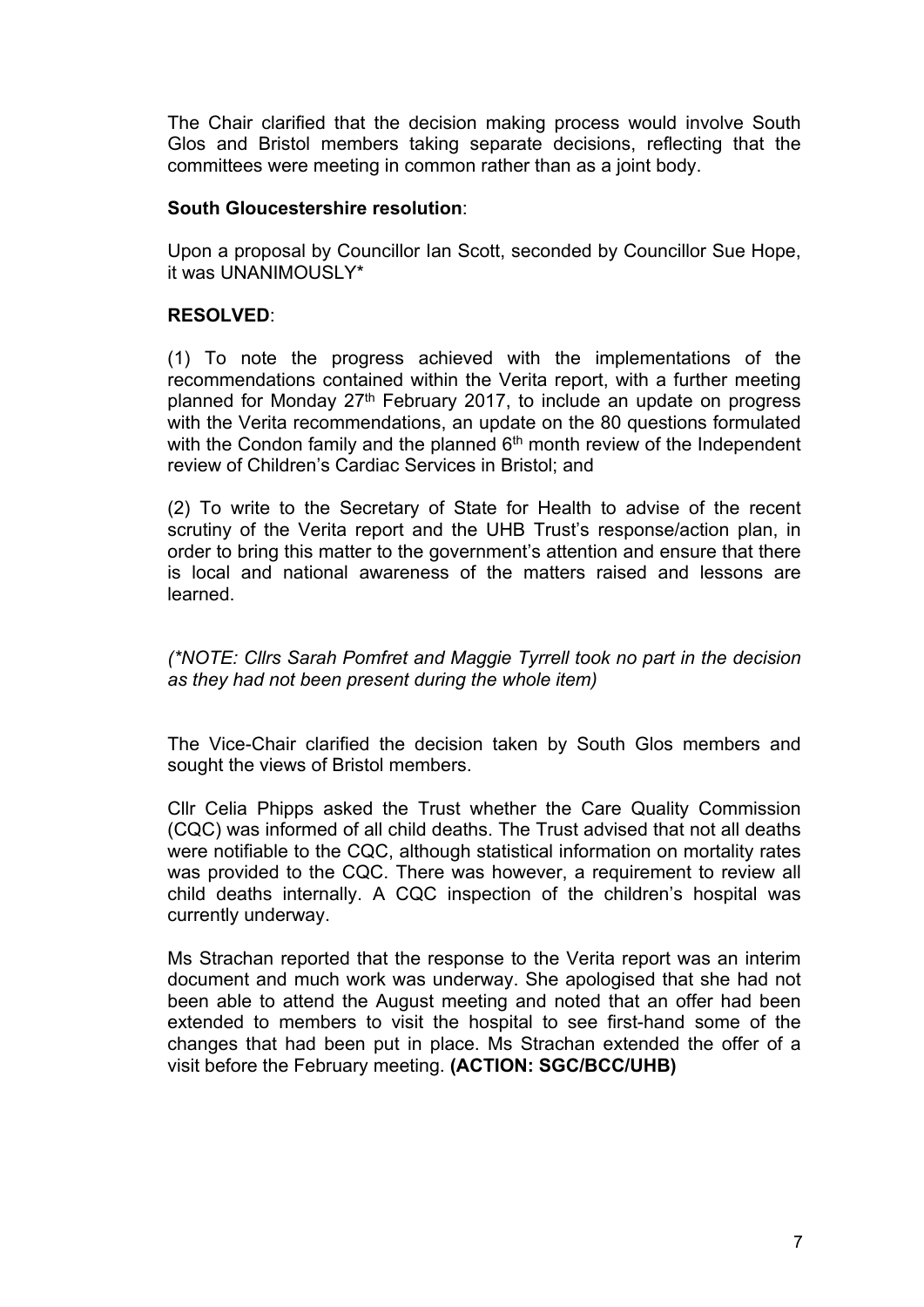The Chair clarified that the decision making process would involve South Glos and Bristol members taking separate decisions, reflecting that the committees were meeting in common rather than as a joint body.

**South Gloucestershire resolution**:

Upon a proposal by Councillor Ian Scott, seconded by Councillor Sue Hope, it was UNANIMOUSLY*

**RESOLVED**:

(1) To note the progress achieved with the implementations of the recommendations contained within the Verita report, with a further meeting planned for Monday 27th February 2017, to include an update on progress with the Verita recommendations, an update on the 80 questions formulated with the Condon family and the planned 6th month review of the Independent review of Children's Cardiac Services in Bristol; and

(2) To write to the Secretary of State for Health to advise of the recent scrutiny of the Verita report and the UHB Trust's response/action plan, in order to bring this matter to the government's attention and ensure that there is local and national awareness of the matters raised and lessons are learned.

*(*NOTE: Cllrs Sarah Pomfret and Maggie Tyrrell took no part in the decision as they had not been present during the whole item)*

The Vice-Chair clarified the decision taken by South Glos members and sought the views of Bristol members.

Cllr Celia Phipps asked the Trust whether the Care Quality Commission (CQC) was informed of all child deaths. The Trust advised that not all deaths were notifiable to the CQC, although statistical information on mortality rates was provided to the CQC. There was however, a requirement to review all child deaths internally. A CQC inspection of the children's hospital was currently underway.

Ms Strachan reported that the response to the Verita report was an interim document and much work was underway. She apologised that she had not been able to attend the August meeting and noted that an offer had been extended to members to visit the hospital to see first-hand some of the changes that had been put in place. Ms Strachan extended the offer of a visit before the February meeting. **(ACTION: SGC/BCC/UHB)**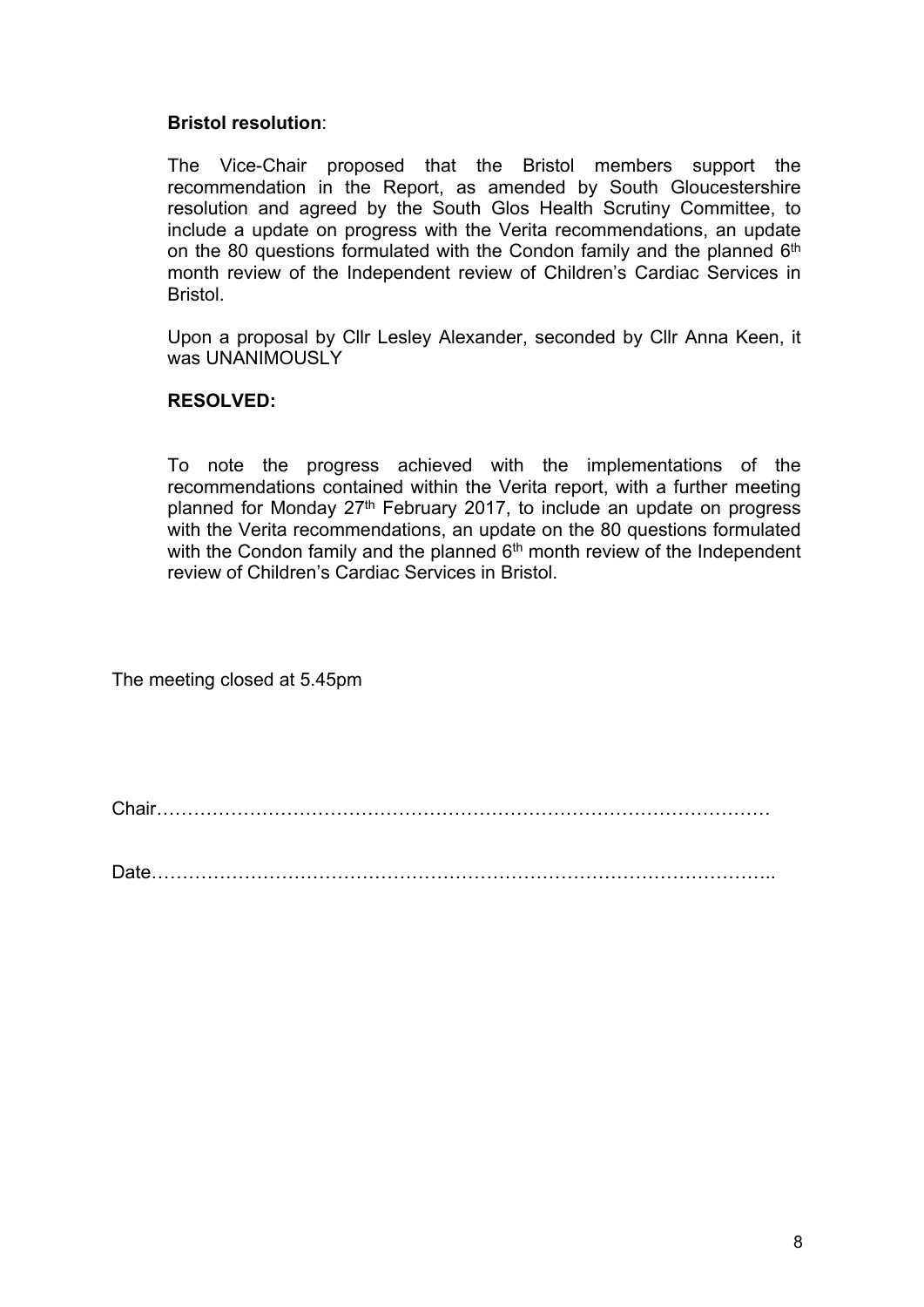**Bristol resolution**:

The Vice-Chair proposed that the Bristol members support the recommendation in the Report, as amended by South Gloucestershire resolution and agreed by the South Glos Health Scrutiny Committee, to include a update on progress with the Verita recommendations, an update on the 80 questions formulated with the Condon family and the planned 6th month review of the Independent review of Children's Cardiac Services in Bristol.

Upon a proposal by Cllr Lesley Alexander, seconded by Cllr Anna Keen, it was UNANIMOUSLY

**RESOLVED:**

To note the progress achieved with the implementations of the recommendations contained within the Verita report, with a further meeting planned for Monday 27th February 2017, to include an update on progress with the Verita recommendations, an update on the 80 questions formulated with the Condon family and the planned 6th month review of the Independent review of Children's Cardiac Services in Bristol.

The meeting closed at 5.45pm

Chair……………………………………………………………………………………

Date……………………………………………………………………………………..